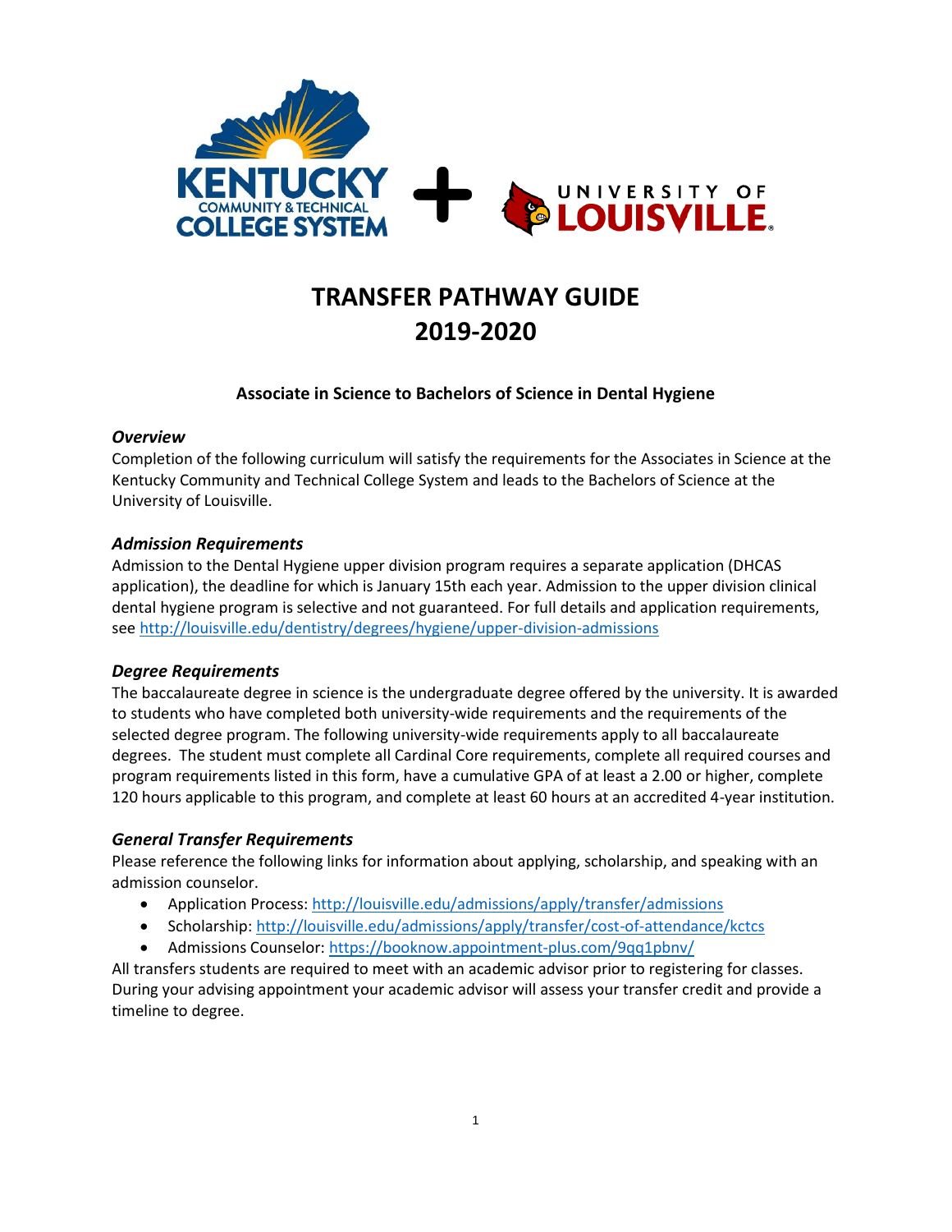# TRANSFER PATHWAY GUIDE 2019-2020

### Associate in Science to Bachelors of Science in Dental Hygiene

***Overview***

Completion of the following curriculum will satisfy the requirements for the Associates in Science at the Kentucky Community and Technical College System and leads to the Bachelors of Science at the University of Louisville.

***Admission Requirements***

Admission to the Dental Hygiene upper division program requires a separate application (DHCAS application), the deadline for which is January 15th each year. Admission to the upper division clinical dental hygiene program is selective and not guaranteed. For full details and application requirements, see http://louisville.edu/dentistry/degrees/hygiene/upper-division-admissions

***Degree Requirements***

The baccalaureate degree in science is the undergraduate degree offered by the university. It is awarded to students who have completed both university-wide requirements and the requirements of the selected degree program. The following university-wide requirements apply to all baccalaureate degrees. The student must complete all Cardinal Core requirements, complete all required courses and program requirements listed in this form, have a cumulative GPA of at least a 2.00 or higher, complete 120 hours applicable to this program, and complete at least 60 hours at an accredited 4-year institution.

***General Transfer Requirements***

Please reference the following links for information about applying, scholarship, and speaking with an admission counselor.

- Application Process: http://louisville.edu/admissions/apply/transfer/admissions
- Scholarship: http://louisville.edu/admissions/apply/transfer/cost-of-attendance/kctcs
- Admissions Counselor: https://booknow.appointment-plus.com/9qq1pbnv/

All transfers students are required to meet with an academic advisor prior to registering for classes. During your advising appointment your academic advisor will assess your transfer credit and provide a timeline to degree.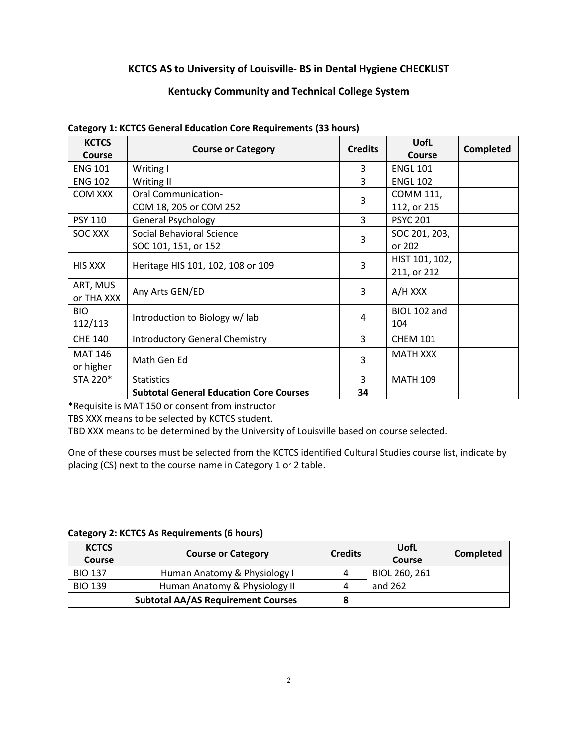**KCTCS AS to University of Louisville- BS in Dental Hygiene CHECKLIST**

**Kentucky Community and Technical College System**

**Category 1: KCTCS General Education Core Requirements (33 hours)**

| KCTCS Course | Course or Category | Credits | UofL Course | Completed |
|---|---|---|---|---|
| ENG 101 | Writing I | 3 | ENGL 101 | |
| ENG 102 | Writing II | 3 | ENGL 102 | |
| COM XXX | Oral Communication- COM 18, 205 or COM 252 | 3 | COMM 111, 112, or 215 | |
| PSY 110 | General Psychology | 3 | PSYC 201 | |
| SOC XXX | Social Behavioral Science SOC 101, 151, or 152 | 3 | SOC 201, 203, or 202 | |
| HIS XXX | Heritage HIS 101, 102, 108 or 109 | 3 | HIST 101, 102, 211, or 212 | |
| ART, MUS or THA XXX | Any Arts GEN/ED | 3 | A/H XXX | |
| BIO 112/113 | Introduction to Biology w/ lab | 4 | BIOL 102 and 104 | |
| CHE 140 | Introductory General Chemistry | 3 | CHEM 101 | |
| MAT 146 or higher | Math Gen Ed | 3 | MATH XXX | |
| STA 220* | Statistics | 3 | MATH 109 | |
| | **Subtotal General Education Core Courses** | **34** | | |

*Requisite is MAT 150 or consent from instructor

TBS XXX means to be selected by KCTCS student.

TBD XXX means to be determined by the University of Louisville based on course selected.

One of these courses must be selected from the KCTCS identified Cultural Studies course list, indicate by placing (CS) next to the course name in Category 1 or 2 table.

**Category 2: KCTCS As Requirements (6 hours)**

| KCTCS Course | Course or Category | Credits | UofL Course | Completed |
|---|---|---|---|---|
| BIO 137 | Human Anatomy & Physiology I | 4 | BIOL 260, 261 and 262 | |
| BIO 139 | Human Anatomy & Physiology II | 4 | | |
| | **Subtotal AA/AS Requirement Courses** | **8** | | |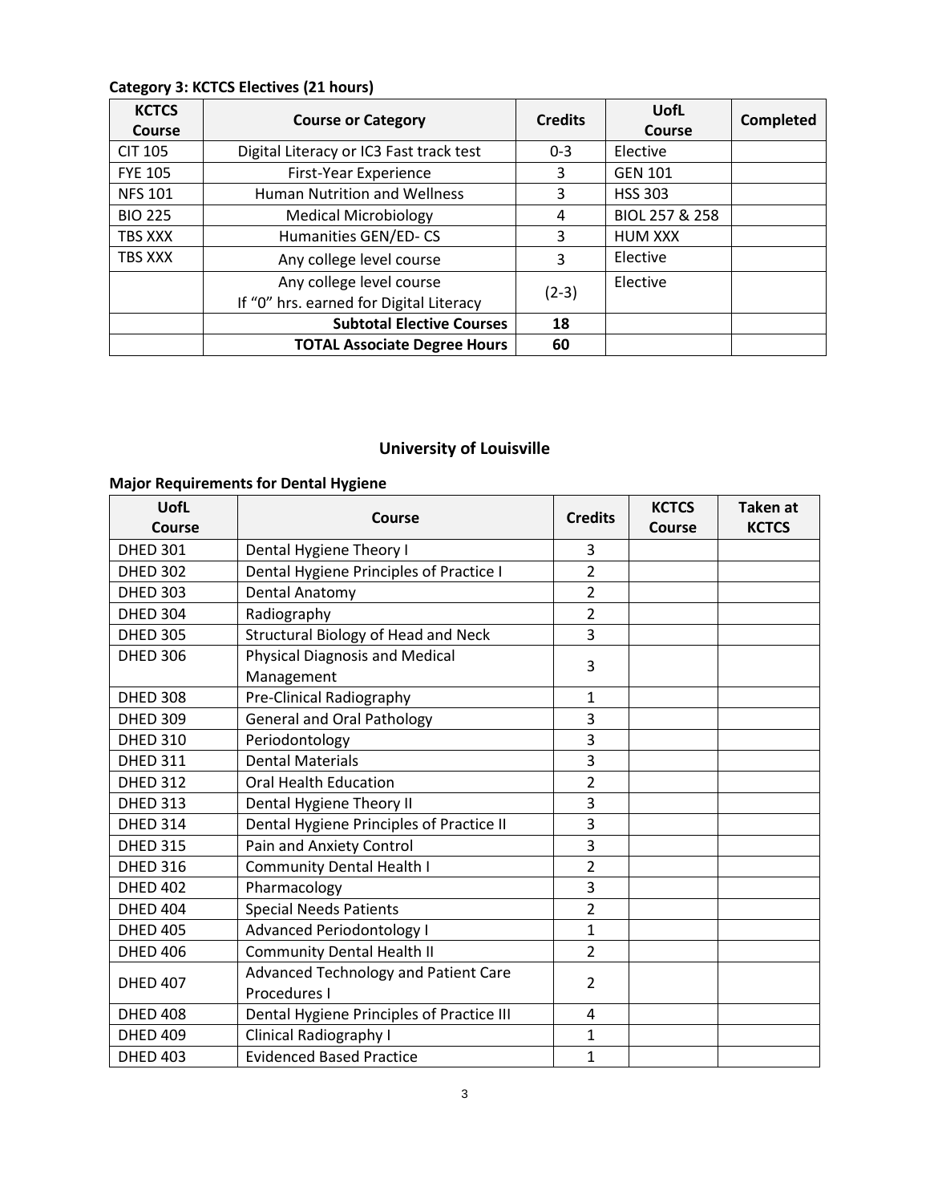**Category 3: KCTCS Electives (21 hours)**

| KCTCS Course | Course or Category | Credits | UofL Course | Completed |
|---|---|---|---|---|
| CIT 105 | Digital Literacy or IC3 Fast track test | 0-3 | Elective | |
| FYE 105 | First-Year Experience | 3 | GEN 101 | |
| NFS 101 | Human Nutrition and Wellness | 3 | HSS 303 | |
| BIO 225 | Medical Microbiology | 4 | BIOL 257 & 258 | |
| TBS XXX | Humanities GEN/ED- CS | 3 | HUM XXX | |
| TBS XXX | Any college level course | 3 | Elective | |
| | Any college level course<br>If "0" hrs. earned for Digital Literacy | (2-3) | Elective | |
| | **Subtotal Elective Courses** | **18** | | |
| | **TOTAL Associate Degree Hours** | **60** | | |

## University of Louisville

**Major Requirements for Dental Hygiene**

| UofL Course | Course | Credits | KCTCS Course | Taken at KCTCS |
|---|---|---|---|---|
| DHED 301 | Dental Hygiene Theory I | 3 | | |
| DHED 302 | Dental Hygiene Principles of Practice I | 2 | | |
| DHED 303 | Dental Anatomy | 2 | | |
| DHED 304 | Radiography | 2 | | |
| DHED 305 | Structural Biology of Head and Neck | 3 | | |
| DHED 306 | Physical Diagnosis and Medical Management | 3 | | |
| DHED 308 | Pre-Clinical Radiography | 1 | | |
| DHED 309 | General and Oral Pathology | 3 | | |
| DHED 310 | Periodontology | 3 | | |
| DHED 311 | Dental Materials | 3 | | |
| DHED 312 | Oral Health Education | 2 | | |
| DHED 313 | Dental Hygiene Theory II | 3 | | |
| DHED 314 | Dental Hygiene Principles of Practice II | 3 | | |
| DHED 315 | Pain and Anxiety Control | 3 | | |
| DHED 316 | Community Dental Health I | 2 | | |
| DHED 402 | Pharmacology | 3 | | |
| DHED 404 | Special Needs Patients | 2 | | |
| DHED 405 | Advanced Periodontology I | 1 | | |
| DHED 406 | Community Dental Health II | 2 | | |
| DHED 407 | Advanced Technology and Patient Care Procedures I | 2 | | |
| DHED 408 | Dental Hygiene Principles of Practice III | 4 | | |
| DHED 409 | Clinical Radiography I | 1 | | |
| DHED 403 | Evidenced Based Practice | 1 | | |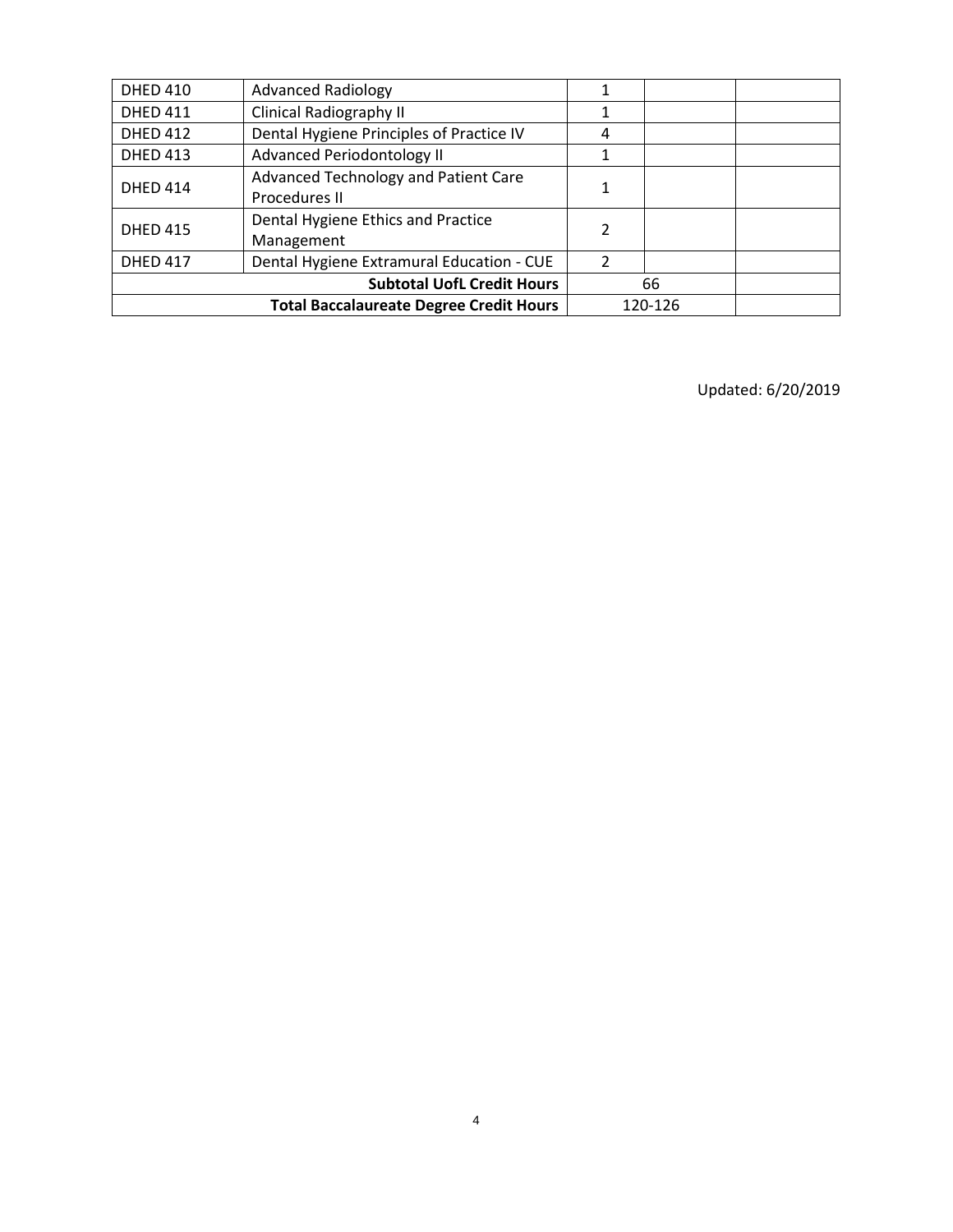| | | | | |
|---|---|---|---|---|
| DHED 410 | Advanced Radiology | 1 | | |
| DHED 411 | Clinical Radiography II | 1 | | |
| DHED 412 | Dental Hygiene Principles of Practice IV | 4 | | |
| DHED 413 | Advanced Periodontology II | 1 | | |
| DHED 414 | Advanced Technology and Patient Care Procedures II | 1 | | |
| DHED 415 | Dental Hygiene Ethics and Practice Management | 2 | | |
| DHED 417 | Dental Hygiene Extramural Education - CUE | 2 | | |
| | **Subtotal UofL Credit Hours** | 66 | | |
| | **Total Baccalaureate Degree Credit Hours** | 120-126 | | |

Updated: 6/20/2019